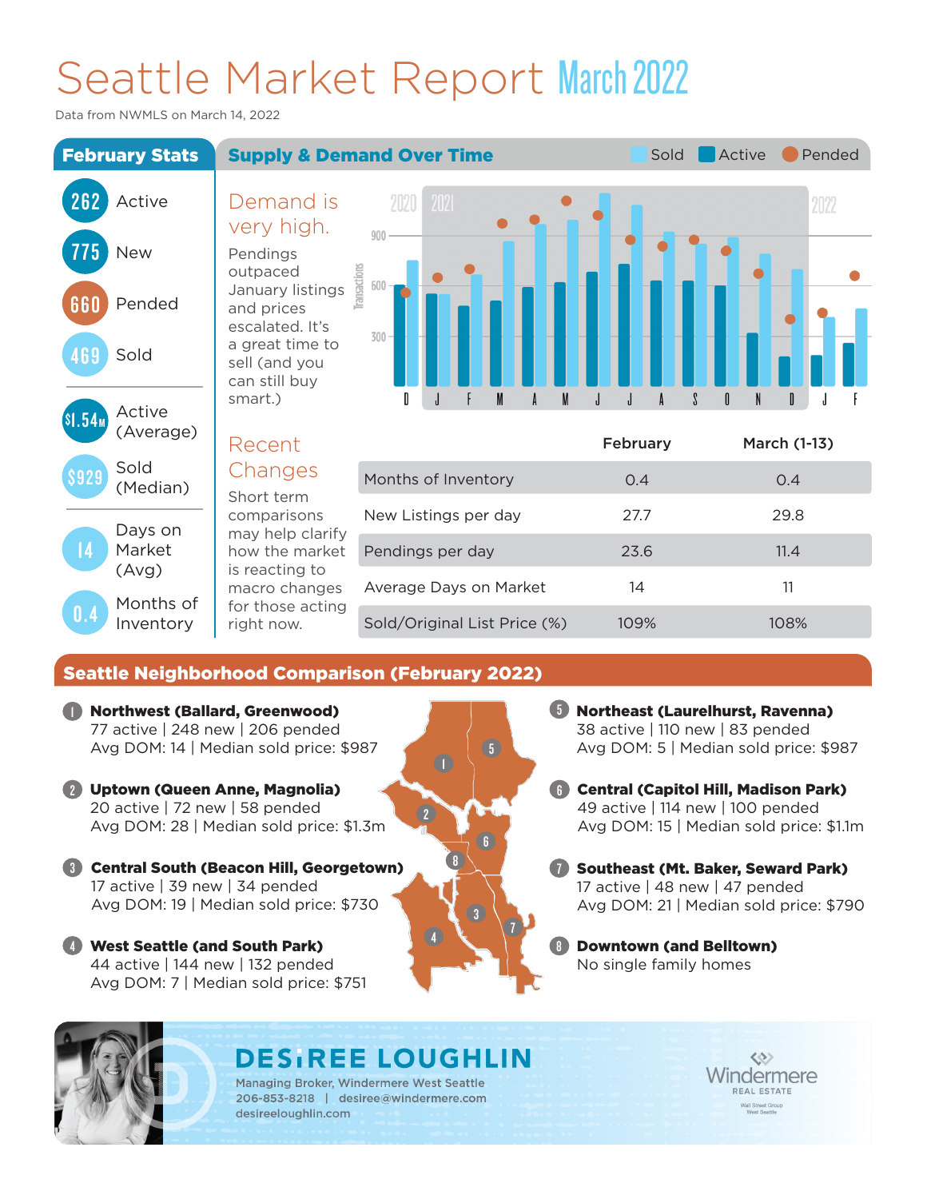# Seattle Market Report March 2022

Data from NWMLS on March 14, 2022

## February Stats

- **262** Active
- **775** New
- **660** Pended
- **469** Sold

- **$1.54M** Active (Average)
- **$929** Sold (Median)

- **14** Days on Market (Avg)
- **0.4** Months of Inventory

## Supply & Demand Over Time

Sold | Active | Pended

### Demand is very high.

Pendings outpaced January listings and prices escalated. It's a great time to sell (and you can still buy smart.)

2020 | 2021 | 2022

Transactions: 300, 600, 900

D J F M A M J J A S O N D J F

### Recent Changes

Short term comparisons may help clarify how the market is reacting to macro changes for those acting right now.

| | February | March (1-13) |
|---|---|---|
| Months of Inventory | 0.4 | 0.4 |
| New Listings per day | 27.7 | 29.8 |
| Pendings per day | 23.6 | 11.4 |
| Average Days on Market | 14 | 11 |
| Sold/Original List Price (%) | 109% | 108% |

## Seattle Neighborhood Comparison (February 2022)

**1 Northwest (Ballard, Greenwood)**
77 active | 248 new | 206 pended
Avg DOM: 14 | Median sold price: $987

**2 Uptown (Queen Anne, Magnolia)**
20 active | 72 new | 58 pended
Avg DOM: 28 | Median sold price: $1.3m

**3 Central South (Beacon Hill, Georgetown)**
17 active | 39 new | 34 pended
Avg DOM: 19 | Median sold price: $730

**4 West Seattle (and South Park)**
44 active | 144 new | 132 pended
Avg DOM: 7 | Median sold price: $751

**5 Northeast (Laurelhurst, Ravenna)**
38 active | 110 new | 83 pended
Avg DOM: 5 | Median sold price: $987

**6 Central (Capitol Hill, Madison Park)**
49 active | 114 new | 100 pended
Avg DOM: 15 | Median sold price: $1.1m

**7 Southeast (Mt. Baker, Seward Park)**
17 active | 48 new | 47 pended
Avg DOM: 21 | Median sold price: $790

**8 Downtown (and Belltown)**
No single family homes

**DESIREE LOUGHLIN**
Managing Broker, Windermere West Seattle
206-853-8218 | desiree@windermere.com
desireeloughlin.com

Windermere REAL ESTATE
Wall Street Group West Seattle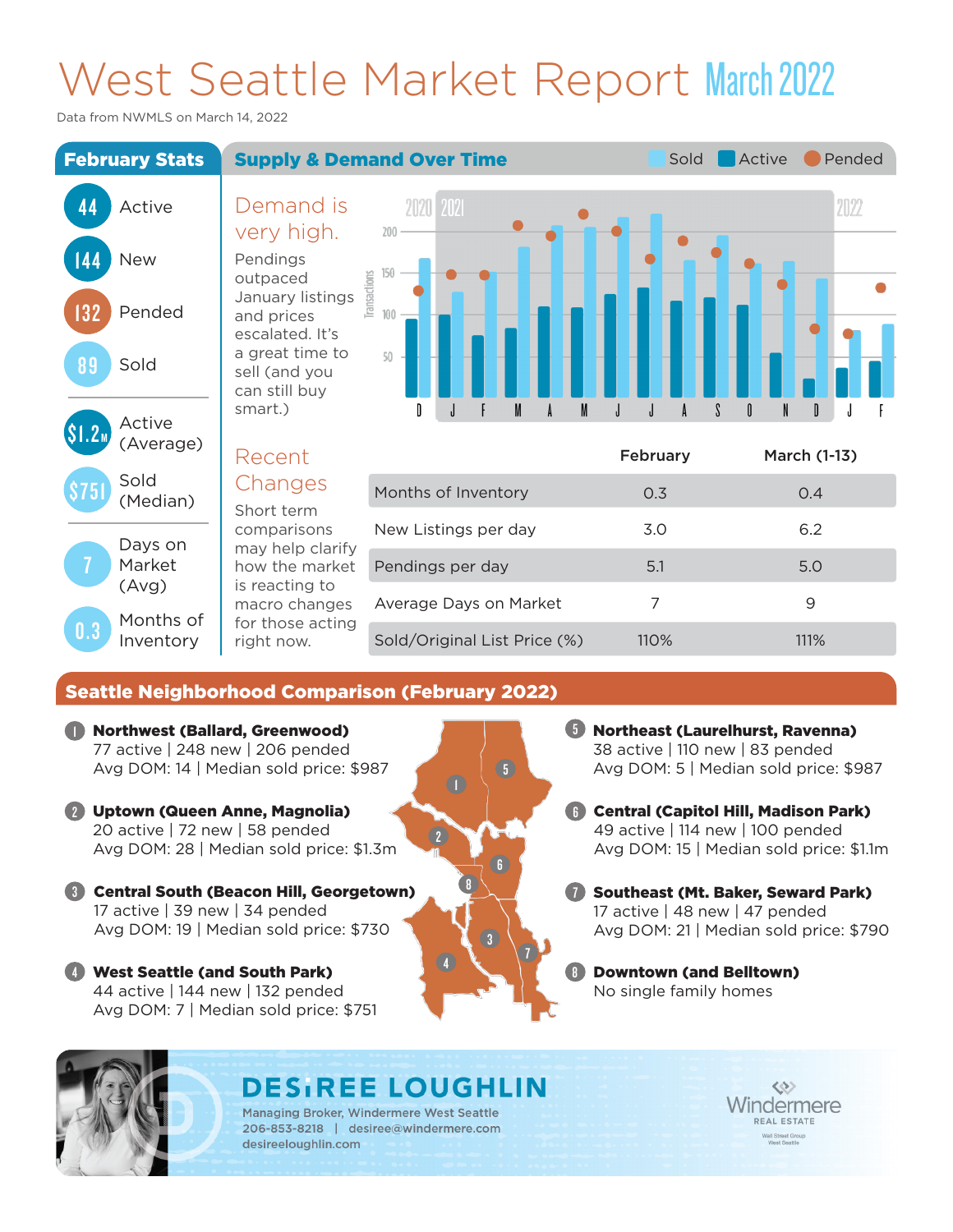# West Seattle Market Report March 2022

Data from NWMLS on March 14, 2022

## February Stats

- **44** Active
- **144** New
- **132** Pended
- **89** Sold
- **$1.2M** Active (Average)
- **$751** Sold (Median)
- **7** Days on Market (Avg)
- **0.3** Months of Inventory

## Supply & Demand Over Time

Sold Active Pended

### Demand is very high.

Pendings outpaced January listings and prices escalated. It's a great time to sell (and you can still buy smart.)

2020 2021 2022

Transactions

200
150
100
50

D J F M A M J J A S O N D J F

### Recent Changes

Short term comparisons may help clarify how the market is reacting to macro changes for those acting right now.

| | February | March (1-13) |
|---|---|---|
| Months of Inventory | 0.3 | 0.4 |
| New Listings per day | 3.0 | 6.2 |
| Pendings per day | 5.1 | 5.0 |
| Average Days on Market | 7 | 9 |
| Sold/Original List Price (%) | 110% | 111% |

## Seattle Neighborhood Comparison (February 2022)

1. **Northwest (Ballard, Greenwood)**
   77 active | 248 new | 206 pended
   Avg DOM: 14 | Median sold price: $987

2. **Uptown (Queen Anne, Magnolia)**
   20 active | 72 new | 58 pended
   Avg DOM: 28 | Median sold price: $1.3m

3. **Central South (Beacon Hill, Georgetown)**
   17 active | 39 new | 34 pended
   Avg DOM: 19 | Median sold price: $730

4. **West Seattle (and South Park)**
   44 active | 144 new | 132 pended
   Avg DOM: 7 | Median sold price: $751

5. **Northeast (Laurelhurst, Ravenna)**
   38 active | 110 new | 83 pended
   Avg DOM: 5 | Median sold price: $987

6. **Central (Capitol Hill, Madison Park)**
   49 active | 114 new | 100 pended
   Avg DOM: 15 | Median sold price: $1.1m

7. **Southeast (Mt. Baker, Seward Park)**
   17 active | 48 new | 47 pended
   Avg DOM: 21 | Median sold price: $790

8. **Downtown (and Belltown)**
   No single family homes

**DESIREE LOUGHLIN**
Managing Broker, Windermere West Seattle
206-853-8218 | desiree@windermere.com
desireeloughlin.com

Windermere REAL ESTATE
Wall Street Group
West Seattle